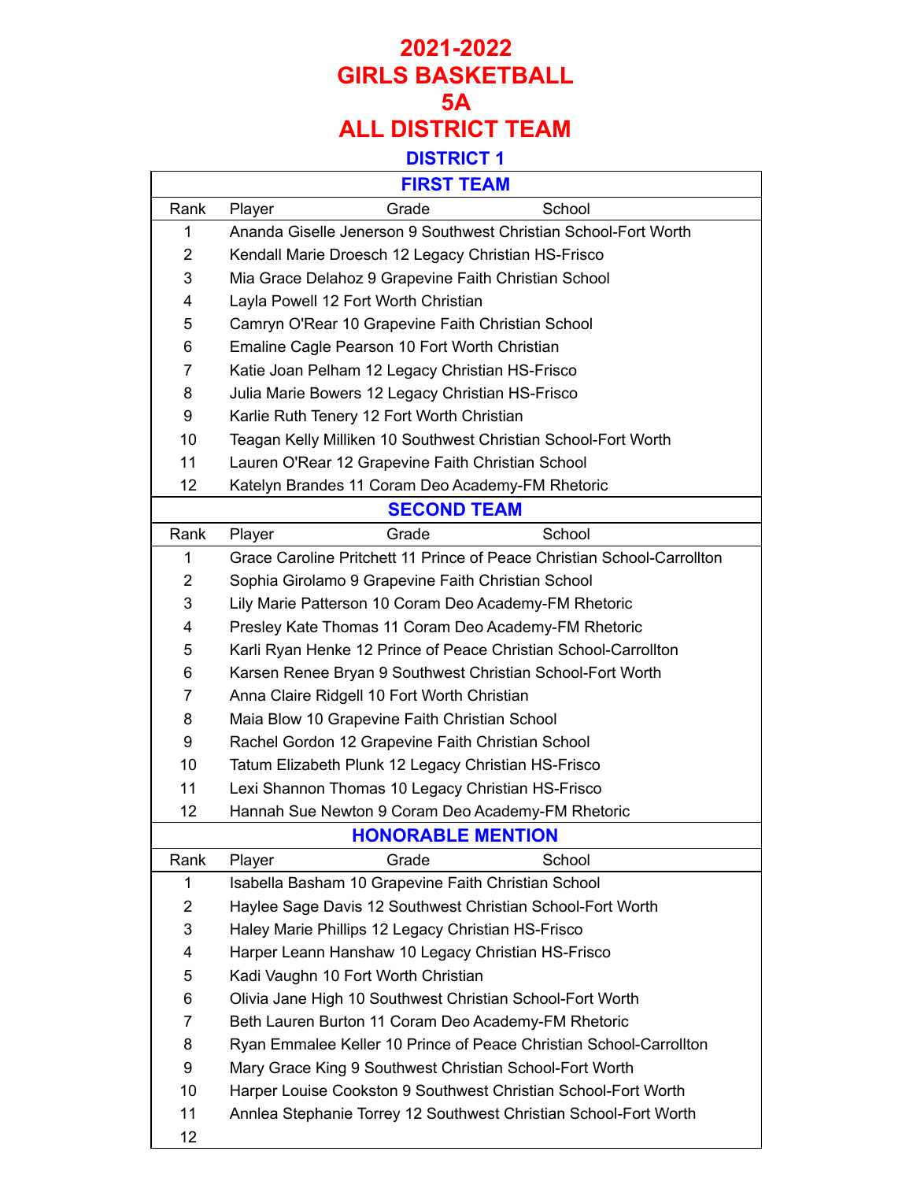# 2021-2022
# GIRLS BASKETBALL
# 5A
# ALL DISTRICT TEAM

## DISTRICT 1

### FIRST TEAM

| Rank | Player | Grade | School |
|---|---|---|---|
| 1 | Ananda Giselle Jenerson | 9 | Southwest Christian School-Fort Worth |
| 2 | Kendall Marie Droesch | 12 | Legacy Christian HS-Frisco |
| 3 | Mia Grace Delahoz | 9 | Grapevine Faith Christian School |
| 4 | Layla Powell | 12 | Fort Worth Christian |
| 5 | Camryn O'Rear | 10 | Grapevine Faith Christian School |
| 6 | Emaline Cagle Pearson | 10 | Fort Worth Christian |
| 7 | Katie Joan Pelham | 12 | Legacy Christian HS-Frisco |
| 8 | Julia Marie Bowers | 12 | Legacy Christian HS-Frisco |
| 9 | Karlie Ruth Tenery | 12 | Fort Worth Christian |
| 10 | Teagan Kelly Milliken | 10 | Southwest Christian School-Fort Worth |
| 11 | Lauren O'Rear | 12 | Grapevine Faith Christian School |
| 12 | Katelyn Brandes | 11 | Coram Deo Academy-FM Rhetoric |

### SECOND TEAM

| Rank | Player | Grade | School |
|---|---|---|---|
| 1 | Grace Caroline Pritchett | 11 | Prince of Peace Christian School-Carrollton |
| 2 | Sophia Girolamo | 9 | Grapevine Faith Christian School |
| 3 | Lily Marie Patterson | 10 | Coram Deo Academy-FM Rhetoric |
| 4 | Presley Kate Thomas | 11 | Coram Deo Academy-FM Rhetoric |
| 5 | Karli Ryan Henke | 12 | Prince of Peace Christian School-Carrollton |
| 6 | Karsen Renee Bryan | 9 | Southwest Christian School-Fort Worth |
| 7 | Anna Claire Ridgell | 10 | Fort Worth Christian |
| 8 | Maia Blow | 10 | Grapevine Faith Christian School |
| 9 | Rachel Gordon | 12 | Grapevine Faith Christian School |
| 10 | Tatum Elizabeth Plunk | 12 | Legacy Christian HS-Frisco |
| 11 | Lexi Shannon Thomas | 10 | Legacy Christian HS-Frisco |
| 12 | Hannah Sue Newton | 9 | Coram Deo Academy-FM Rhetoric |

### HONORABLE MENTION

| Rank | Player | Grade | School |
|---|---|---|---|
| 1 | Isabella Basham | 10 | Grapevine Faith Christian School |
| 2 | Haylee Sage Davis | 12 | Southwest Christian School-Fort Worth |
| 3 | Haley Marie Phillips | 12 | Legacy Christian HS-Frisco |
| 4 | Harper Leann Hanshaw | 10 | Legacy Christian HS-Frisco |
| 5 | Kadi Vaughn | 10 | Fort Worth Christian |
| 6 | Olivia Jane High | 10 | Southwest Christian School-Fort Worth |
| 7 | Beth Lauren Burton | 11 | Coram Deo Academy-FM Rhetoric |
| 8 | Ryan Emmalee Keller | 10 | Prince of Peace Christian School-Carrollton |
| 9 | Mary Grace King | 9 | Southwest Christian School-Fort Worth |
| 10 | Harper Louise Cookston | 9 | Southwest Christian School-Fort Worth |
| 11 | Annlea Stephanie Torrey | 12 | Southwest Christian School-Fort Worth |
| 12 | | | |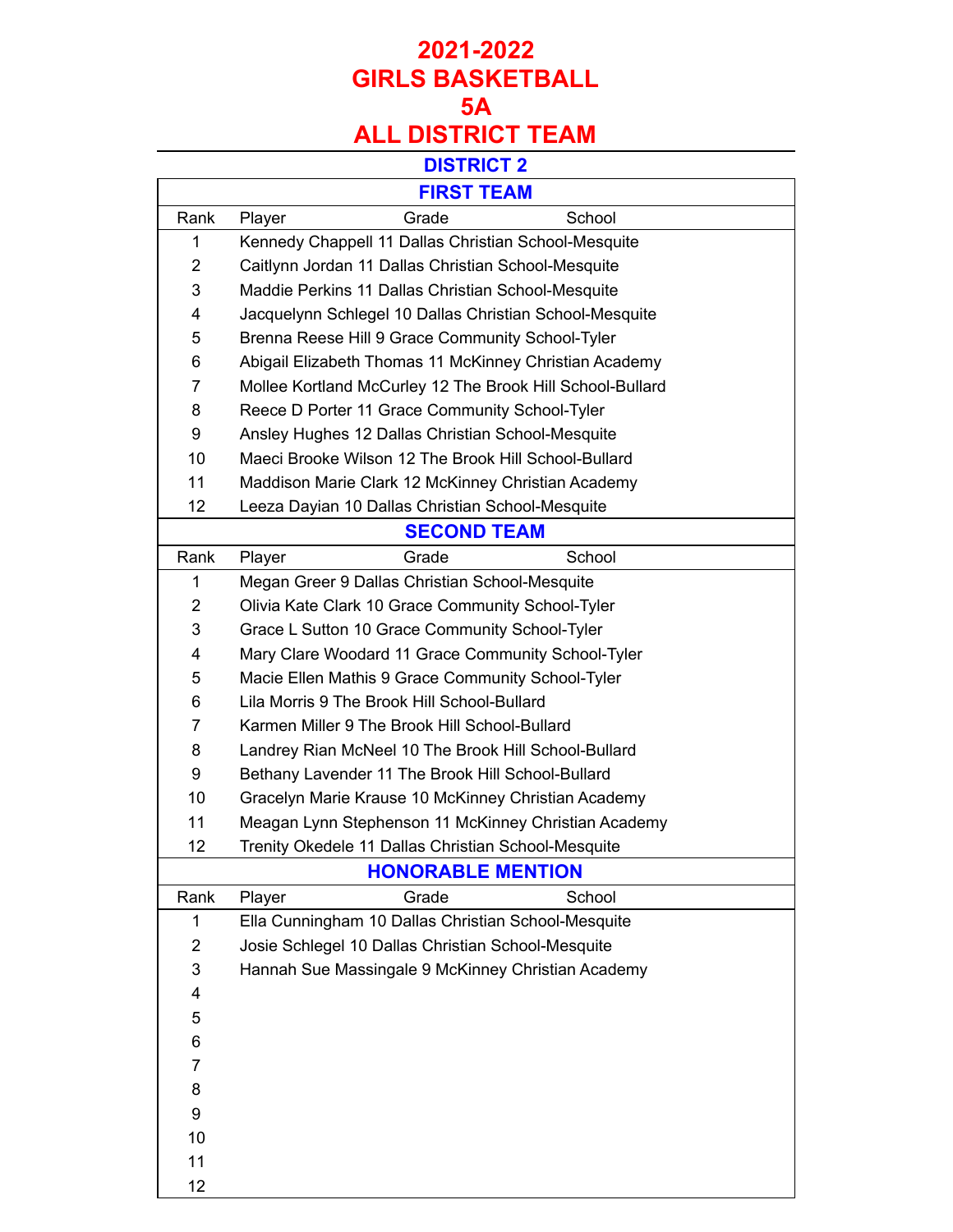# 2021-2022
# GIRLS BASKETBALL
# 5A
# ALL DISTRICT TEAM

## DISTRICT 2

### FIRST TEAM

| Rank | Player | Grade | School |
|---|---|---|---|
| 1 | Kennedy Chappell | 11 | Dallas Christian School-Mesquite |
| 2 | Caitlynn Jordan | 11 | Dallas Christian School-Mesquite |
| 3 | Maddie Perkins | 11 | Dallas Christian School-Mesquite |
| 4 | Jacquelynn Schlegel | 10 | Dallas Christian School-Mesquite |
| 5 | Brenna Reese Hill | 9 | Grace Community School-Tyler |
| 6 | Abigail Elizabeth Thomas | 11 | McKinney Christian Academy |
| 7 | Mollee Kortland McCurley | 12 | The Brook Hill School-Bullard |
| 8 | Reece D Porter | 11 | Grace Community School-Tyler |
| 9 | Ansley Hughes | 12 | Dallas Christian School-Mesquite |
| 10 | Maeci Brooke Wilson | 12 | The Brook Hill School-Bullard |
| 11 | Maddison Marie Clark | 12 | McKinney Christian Academy |
| 12 | Leeza Dayian | 10 | Dallas Christian School-Mesquite |

### SECOND TEAM

| Rank | Player | Grade | School |
|---|---|---|---|
| 1 | Megan Greer | 9 | Dallas Christian School-Mesquite |
| 2 | Olivia Kate Clark | 10 | Grace Community School-Tyler |
| 3 | Grace L Sutton | 10 | Grace Community School-Tyler |
| 4 | Mary Clare Woodard | 11 | Grace Community School-Tyler |
| 5 | Macie Ellen Mathis | 9 | Grace Community School-Tyler |
| 6 | Lila Morris | 9 | The Brook Hill School-Bullard |
| 7 | Karmen Miller | 9 | The Brook Hill School-Bullard |
| 8 | Landrey Rian McNeel | 10 | The Brook Hill School-Bullard |
| 9 | Bethany Lavender | 11 | The Brook Hill School-Bullard |
| 10 | Gracelyn Marie Krause | 10 | McKinney Christian Academy |
| 11 | Meagan Lynn Stephenson | 11 | McKinney Christian Academy |
| 12 | Trenity Okedele | 11 | Dallas Christian School-Mesquite |

### HONORABLE MENTION

| Rank | Player | Grade | School |
|---|---|---|---|
| 1 | Ella Cunningham | 10 | Dallas Christian School-Mesquite |
| 2 | Josie Schlegel | 10 | Dallas Christian School-Mesquite |
| 3 | Hannah Sue Massingale | 9 | McKinney Christian Academy |
| 4 | | | |
| 5 | | | |
| 6 | | | |
| 7 | | | |
| 8 | | | |
| 9 | | | |
| 10 | | | |
| 11 | | | |
| 12 | | | |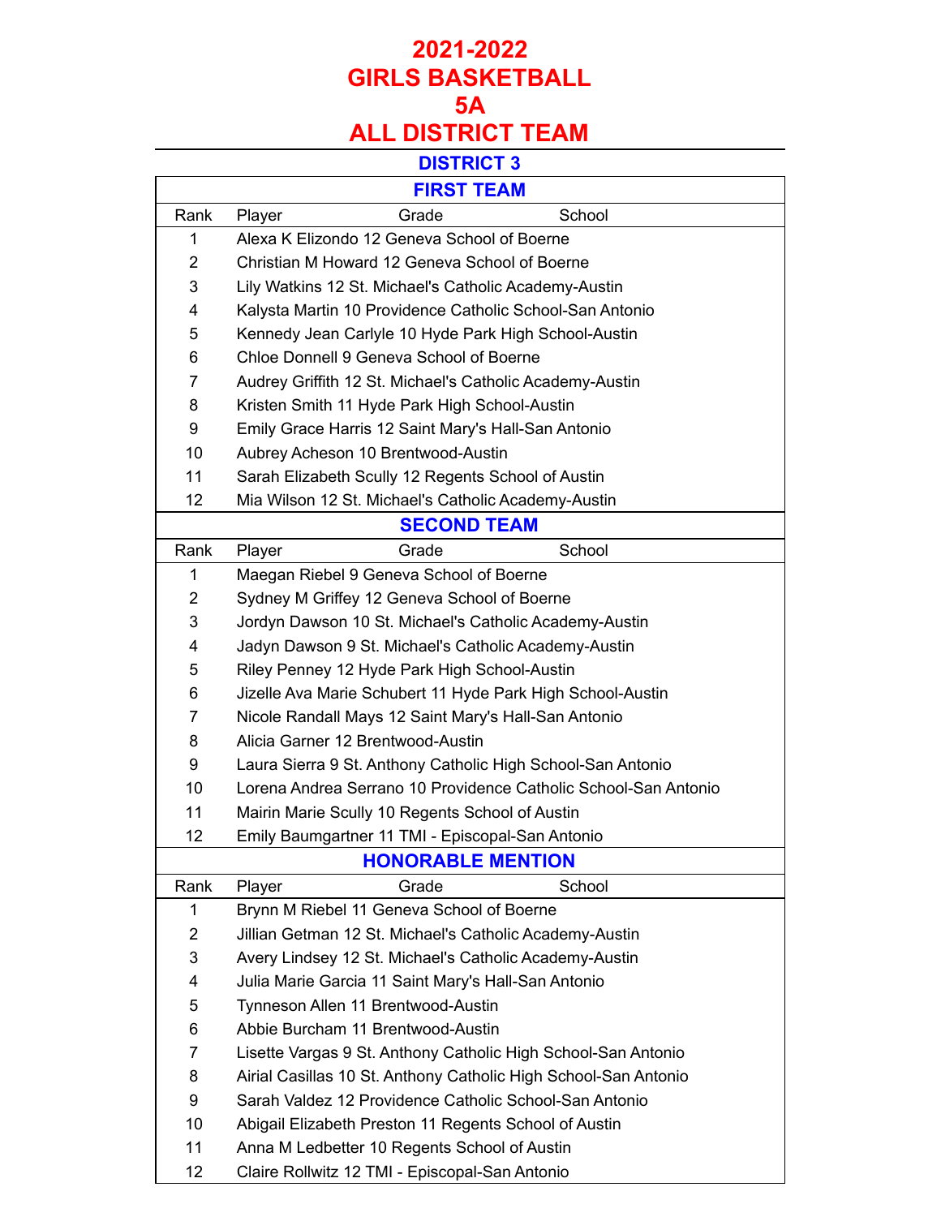# 2021-2022
# GIRLS BASKETBALL
# 5A
# ALL DISTRICT TEAM

## DISTRICT 3

### FIRST TEAM

| Rank | Player | Grade | School |
|---|---|---|---|
| 1 | Alexa K Elizondo | 12 | Geneva School of Boerne |
| 2 | Christian M Howard | 12 | Geneva School of Boerne |
| 3 | Lily Watkins | 12 | St. Michael's Catholic Academy-Austin |
| 4 | Kalysta Martin | 10 | Providence Catholic School-San Antonio |
| 5 | Kennedy Jean Carlyle | 10 | Hyde Park High School-Austin |
| 6 | Chloe Donnell | 9 | Geneva School of Boerne |
| 7 | Audrey Griffith | 12 | St. Michael's Catholic Academy-Austin |
| 8 | Kristen Smith | 11 | Hyde Park High School-Austin |
| 9 | Emily Grace Harris | 12 | Saint Mary's Hall-San Antonio |
| 10 | Aubrey Acheson | 10 | Brentwood-Austin |
| 11 | Sarah Elizabeth Scully | 12 | Regents School of Austin |
| 12 | Mia Wilson | 12 | St. Michael's Catholic Academy-Austin |

### SECOND TEAM

| Rank | Player | Grade | School |
|---|---|---|---|
| 1 | Maegan Riebel | 9 | Geneva School of Boerne |
| 2 | Sydney M Griffey | 12 | Geneva School of Boerne |
| 3 | Jordyn Dawson | 10 | St. Michael's Catholic Academy-Austin |
| 4 | Jadyn Dawson | 9 | St. Michael's Catholic Academy-Austin |
| 5 | Riley Penney | 12 | Hyde Park High School-Austin |
| 6 | Jizelle Ava Marie Schubert | 11 | Hyde Park High School-Austin |
| 7 | Nicole Randall Mays | 12 | Saint Mary's Hall-San Antonio |
| 8 | Alicia Garner | 12 | Brentwood-Austin |
| 9 | Laura Sierra | 9 | St. Anthony Catholic High School-San Antonio |
| 10 | Lorena Andrea Serrano | 10 | Providence Catholic School-San Antonio |
| 11 | Mairin Marie Scully | 10 | Regents School of Austin |
| 12 | Emily Baumgartner | 11 | TMI - Episcopal-San Antonio |

### HONORABLE MENTION

| Rank | Player | Grade | School |
|---|---|---|---|
| 1 | Brynn M Riebel | 11 | Geneva School of Boerne |
| 2 | Jillian Getman | 12 | St. Michael's Catholic Academy-Austin |
| 3 | Avery Lindsey | 12 | St. Michael's Catholic Academy-Austin |
| 4 | Julia Marie Garcia | 11 | Saint Mary's Hall-San Antonio |
| 5 | Tynneson Allen | 11 | Brentwood-Austin |
| 6 | Abbie Burcham | 11 | Brentwood-Austin |
| 7 | Lisette Vargas | 9 | St. Anthony Catholic High School-San Antonio |
| 8 | Airial Casillas | 10 | St. Anthony Catholic High School-San Antonio |
| 9 | Sarah Valdez | 12 | Providence Catholic School-San Antonio |
| 10 | Abigail Elizabeth Preston | 11 | Regents School of Austin |
| 11 | Anna M Ledbetter | 10 | Regents School of Austin |
| 12 | Claire Rollwitz | 12 | TMI - Episcopal-San Antonio |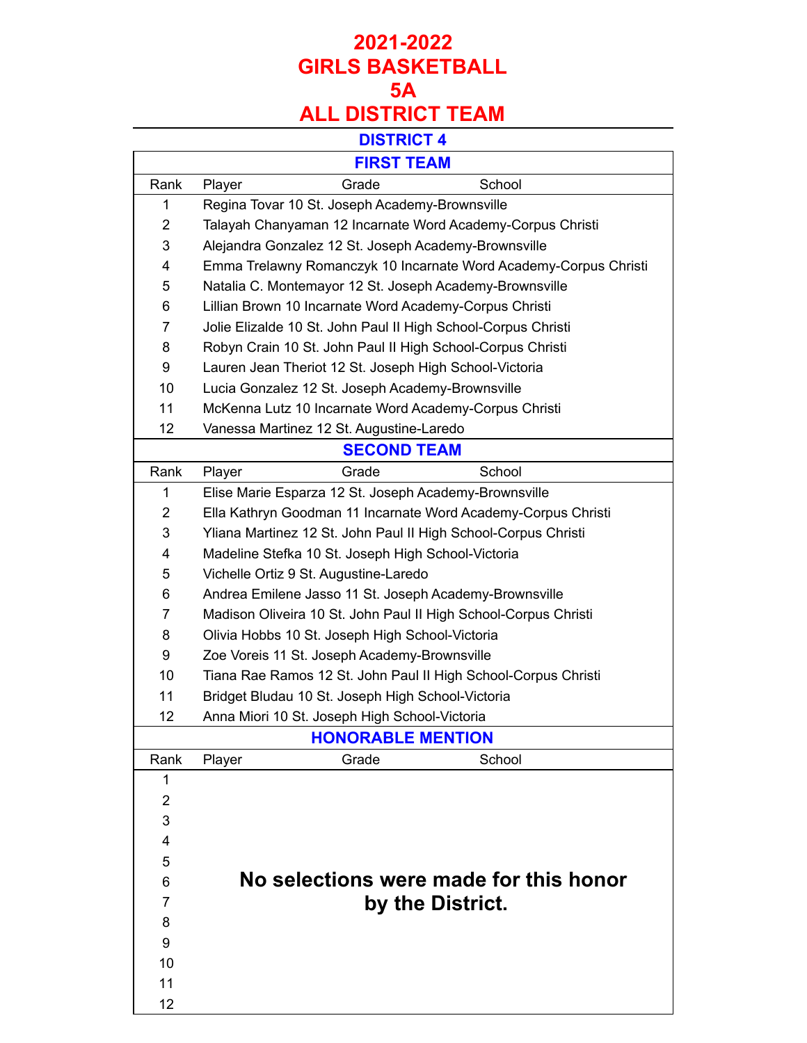# 2021-2022
# GIRLS BASKETBALL
# 5A
# ALL DISTRICT TEAM

## DISTRICT 4

### FIRST TEAM

| Rank | Player | Grade | School |
|---|---|---|---|
| 1 | Regina Tovar | 10 | St. Joseph Academy-Brownsville |
| 2 | Talayah Chanyaman | 12 | Incarnate Word Academy-Corpus Christi |
| 3 | Alejandra Gonzalez | 12 | St. Joseph Academy-Brownsville |
| 4 | Emma Trelawny Romanczyk | 10 | Incarnate Word Academy-Corpus Christi |
| 5 | Natalia C. Montemayor | 12 | St. Joseph Academy-Brownsville |
| 6 | Lillian Brown | 10 | Incarnate Word Academy-Corpus Christi |
| 7 | Jolie Elizalde | 10 | St. John Paul II High School-Corpus Christi |
| 8 | Robyn Crain | 10 | St. John Paul II High School-Corpus Christi |
| 9 | Lauren Jean Theriot | 12 | St. Joseph High School-Victoria |
| 10 | Lucia Gonzalez | 12 | St. Joseph Academy-Brownsville |
| 11 | McKenna Lutz | 10 | Incarnate Word Academy-Corpus Christi |
| 12 | Vanessa Martinez | 12 | St. Augustine-Laredo |

### SECOND TEAM

| Rank | Player | Grade | School |
|---|---|---|---|
| 1 | Elise Marie Esparza | 12 | St. Joseph Academy-Brownsville |
| 2 | Ella Kathryn Goodman | 11 | Incarnate Word Academy-Corpus Christi |
| 3 | Yliana Martinez | 12 | St. John Paul II High School-Corpus Christi |
| 4 | Madeline Stefka | 10 | St. Joseph High School-Victoria |
| 5 | Vichelle Ortiz | 9 | St. Augustine-Laredo |
| 6 | Andrea Emilene Jasso | 11 | St. Joseph Academy-Brownsville |
| 7 | Madison Oliveira | 10 | St. John Paul II High School-Corpus Christi |
| 8 | Olivia Hobbs | 10 | St. Joseph High School-Victoria |
| 9 | Zoe Voreis | 11 | St. Joseph Academy-Brownsville |
| 10 | Tiana Rae Ramos | 12 | St. John Paul II High School-Corpus Christi |
| 11 | Bridget Bludau | 10 | St. Joseph High School-Victoria |
| 12 | Anna Miori | 10 | St. Joseph High School-Victoria |

### HONORABLE MENTION

| Rank | Player | Grade | School |
|---|---|---|---|
| 1 | | | |
| 2 | | | |
| 3 | | | |
| 4 | | | |
| 5 | | | |
| 6 | | | |
| 7 | | | |
| 8 | | | |
| 9 | | | |
| 10 | | | |
| 11 | | | |
| 12 | | | |

**No selections were made for this honor by the District.**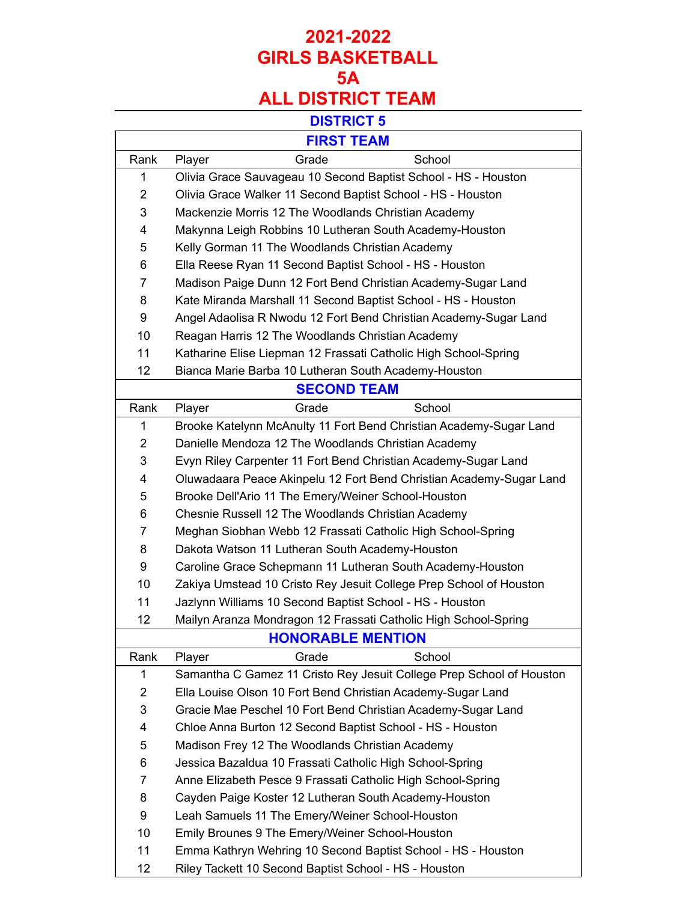# 2021-2022
# GIRLS BASKETBALL
# 5A
# ALL DISTRICT TEAM

## DISTRICT 5

### FIRST TEAM

| Rank | Player | Grade | School |
|---|---|---|---|
| 1 | Olivia Grace Sauvageau | 10 | Second Baptist School - HS - Houston |
| 2 | Olivia Grace Walker | 11 | Second Baptist School - HS - Houston |
| 3 | Mackenzie Morris | 12 | The Woodlands Christian Academy |
| 4 | Makynna Leigh Robbins | 10 | Lutheran South Academy-Houston |
| 5 | Kelly Gorman | 11 | The Woodlands Christian Academy |
| 6 | Ella Reese Ryan | 11 | Second Baptist School - HS - Houston |
| 7 | Madison Paige Dunn | 12 | Fort Bend Christian Academy-Sugar Land |
| 8 | Kate Miranda Marshall | 11 | Second Baptist School - HS - Houston |
| 9 | Angel Adaolisa R Nwodu | 12 | Fort Bend Christian Academy-Sugar Land |
| 10 | Reagan Harris | 12 | The Woodlands Christian Academy |
| 11 | Katharine Elise Liepman | 12 | Frassati Catholic High School-Spring |
| 12 | Bianca Marie Barba | 10 | Lutheran South Academy-Houston |

### SECOND TEAM

| Rank | Player | Grade | School |
|---|---|---|---|
| 1 | Brooke Katelynn McAnulty | 11 | Fort Bend Christian Academy-Sugar Land |
| 2 | Danielle Mendoza | 12 | The Woodlands Christian Academy |
| 3 | Evyn Riley Carpenter | 11 | Fort Bend Christian Academy-Sugar Land |
| 4 | Oluwadaara Peace Akinpelu | 12 | Fort Bend Christian Academy-Sugar Land |
| 5 | Brooke Dell'Ario | 11 | The Emery/Weiner School-Houston |
| 6 | Chesnie Russell | 12 | The Woodlands Christian Academy |
| 7 | Meghan Siobhan Webb | 12 | Frassati Catholic High School-Spring |
| 8 | Dakota Watson | 11 | Lutheran South Academy-Houston |
| 9 | Caroline Grace Schepmann | 11 | Lutheran South Academy-Houston |
| 10 | Zakiya Umstead | 10 | Cristo Rey Jesuit College Prep School of Houston |
| 11 | Jazlynn Williams | 10 | Second Baptist School - HS - Houston |
| 12 | Mailyn Aranza Mondragon | 12 | Frassati Catholic High School-Spring |

### HONORABLE MENTION

| Rank | Player | Grade | School |
|---|---|---|---|
| 1 | Samantha C Gamez | 11 | Cristo Rey Jesuit College Prep School of Houston |
| 2 | Ella Louise Olson | 10 | Fort Bend Christian Academy-Sugar Land |
| 3 | Gracie Mae Peschel | 10 | Fort Bend Christian Academy-Sugar Land |
| 4 | Chloe Anna Burton | 12 | Second Baptist School - HS - Houston |
| 5 | Madison Frey | 12 | The Woodlands Christian Academy |
| 6 | Jessica Bazaldua | 10 | Frassati Catholic High School-Spring |
| 7 | Anne Elizabeth Pesce | 9 | Frassati Catholic High School-Spring |
| 8 | Cayden Paige Koster | 12 | Lutheran South Academy-Houston |
| 9 | Leah Samuels | 11 | The Emery/Weiner School-Houston |
| 10 | Emily Brounes | 9 | The Emery/Weiner School-Houston |
| 11 | Emma Kathryn Wehring | 10 | Second Baptist School - HS - Houston |
| 12 | Riley Tackett | 10 | Second Baptist School - HS - Houston |